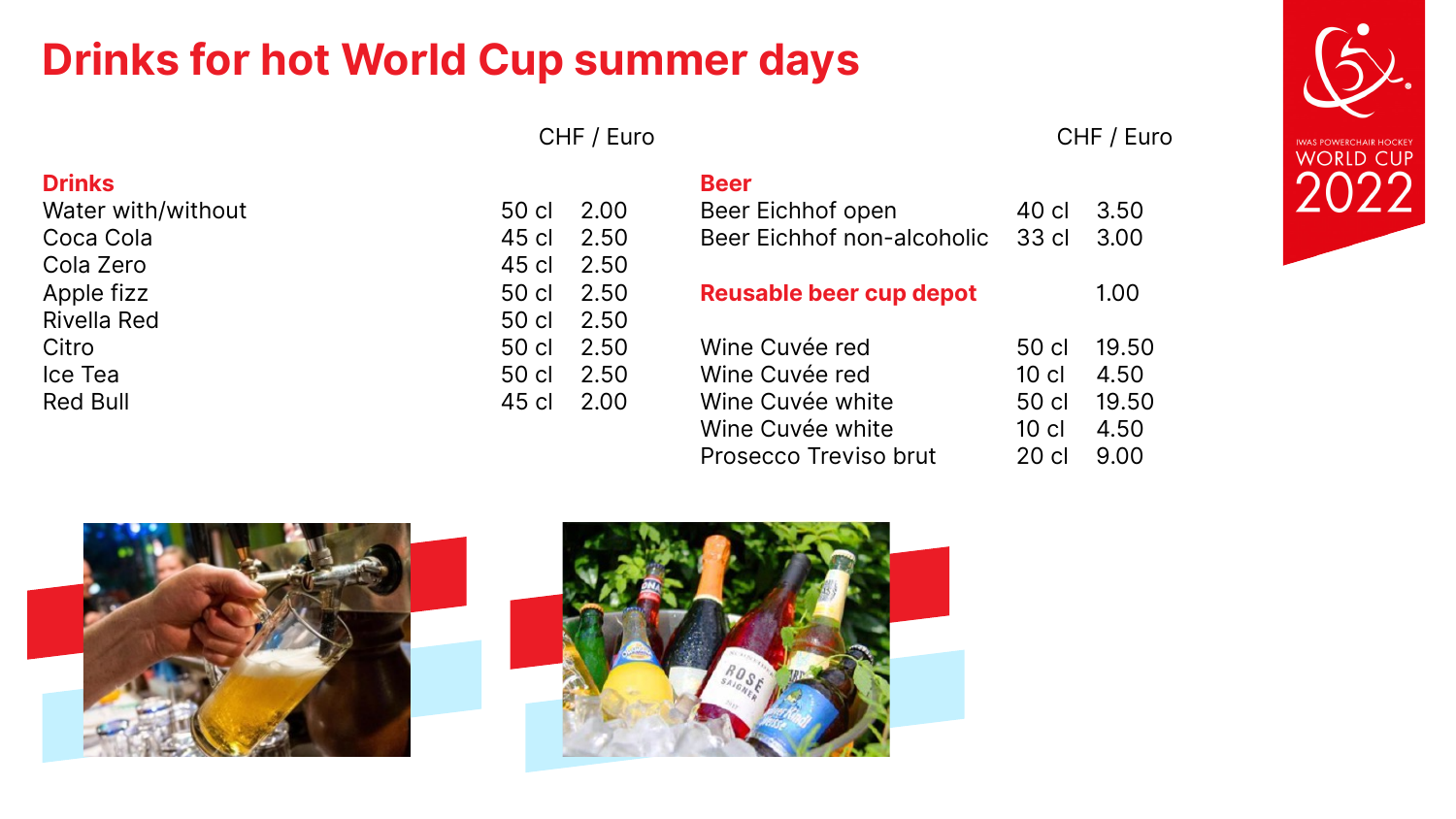# Drinks for hot World Cup summer days

IWAS POWERCHAIR HOCKEY WORLD CUP 2022

| Drinks | | CHF / Euro |
|---|---|---|
| Water with/without | 50 cl | 2.00 |
| Coca Cola | 45 cl | 2.50 |
| Cola Zero | 45 cl | 2.50 |
| Apple fizz | 50 cl | 2.50 |
| Rivella Red | 50 cl | 2.50 |
| Citro | 50 cl | 2.50 |
| Ice Tea | 50 cl | 2.50 |
| Red Bull | 45 cl | 2.00 |

| Beer | | CHF / Euro |
|---|---|---|
| Beer Eichhof open | 40 cl | 3.50 |
| Beer Eichhof non-alcoholic | 33 cl | 3.00 |
| **Reusable beer cup depot** | | 1.00 |
| Wine Cuvée red | 50 cl | 19.50 |
| Wine Cuvée red | 10 cl | 4.50 |
| Wine Cuvée white | 50 cl | 19.50 |
| Wine Cuvée white | 10 cl | 4.50 |
| Prosecco Treviso brut | 20 cl | 9.00 |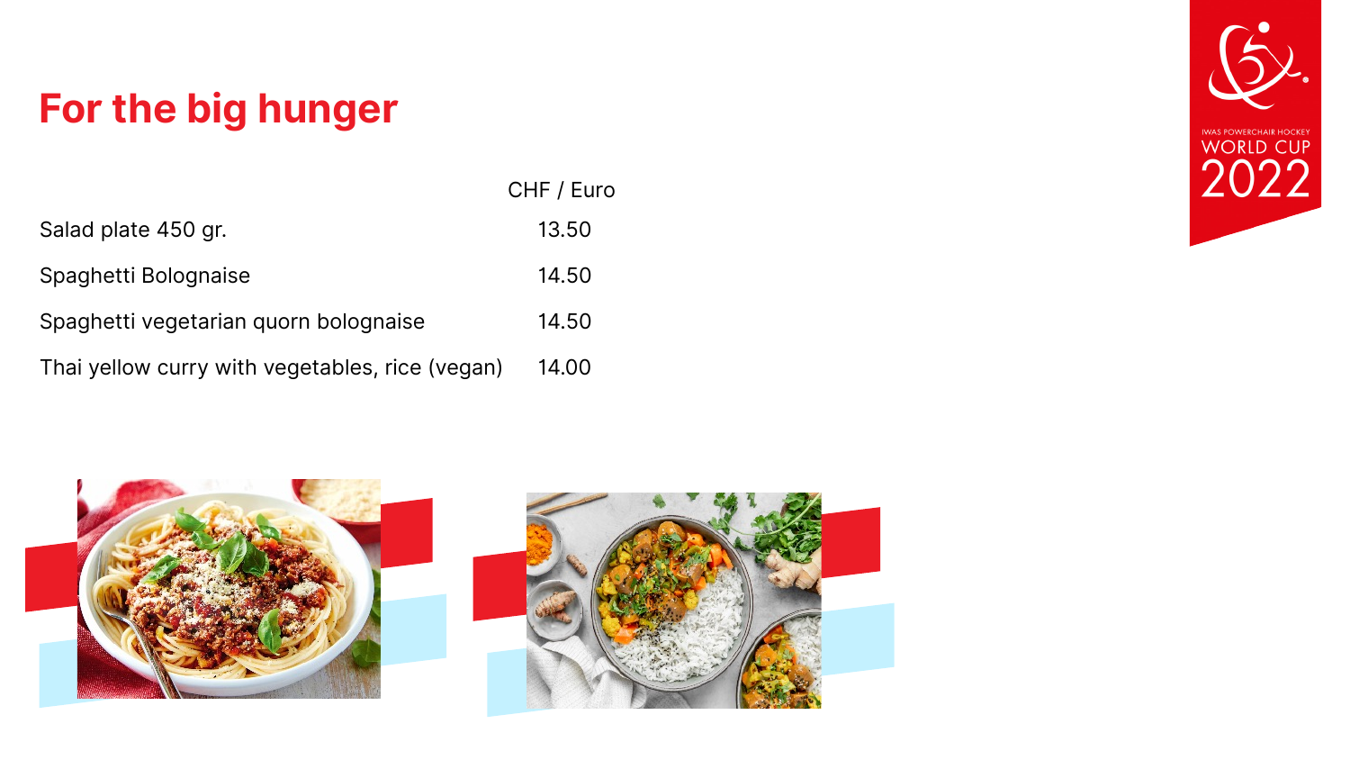# For the big hunger

| | CHF / Euro |
|---|---|
| Salad plate 450 gr. | 13.50 |
| Spaghetti Bolognaise | 14.50 |
| Spaghetti vegetarian quorn bolognaise | 14.50 |
| Thai yellow curry with vegetables, rice (vegan) | 14.00 |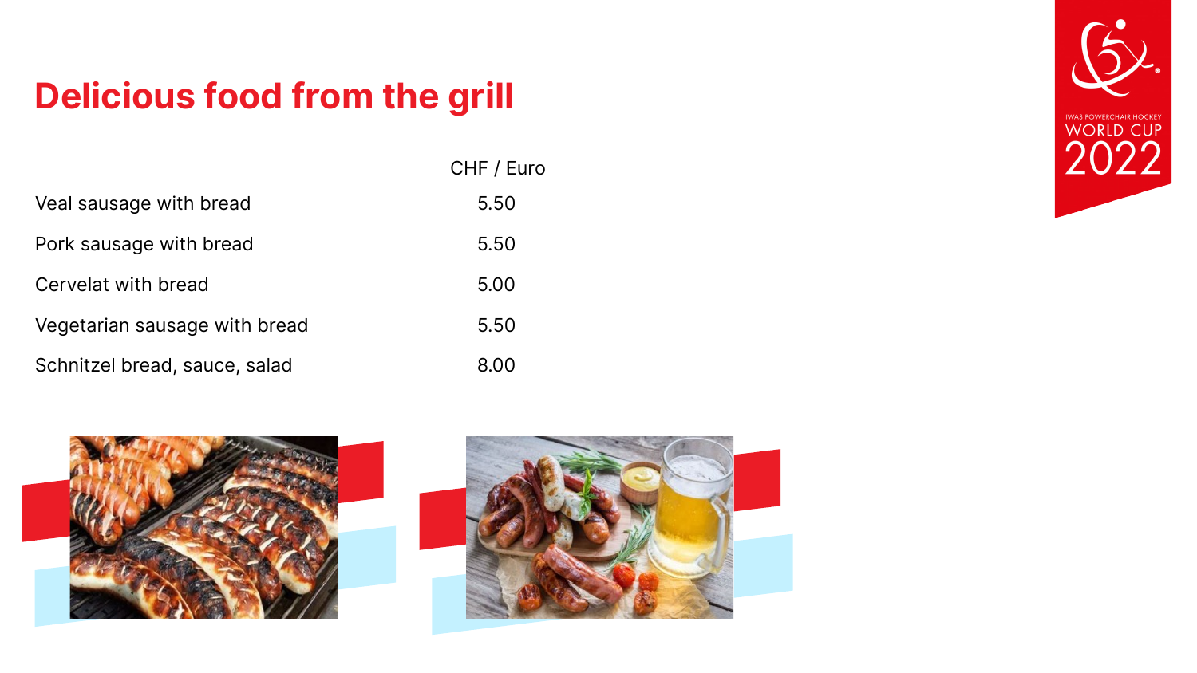# Delicious food from the grill

| | CHF / Euro |
|---|---|
| Veal sausage with bread | 5.50 |
| Pork sausage with bread | 5.50 |
| Cervelat with bread | 5.00 |
| Vegetarian sausage with bread | 5.50 |
| Schnitzel bread, sauce, salad | 8.00 |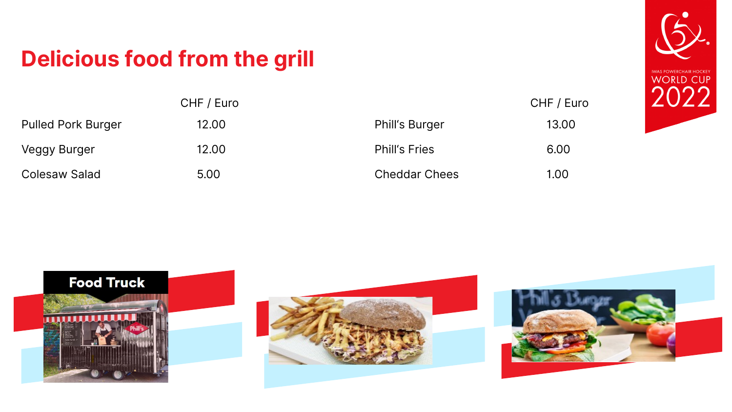# Delicious food from the grill

| | CHF / Euro |
|---|---|
| Pulled Pork Burger | 12.00 |
| Veggy Burger | 12.00 |
| Colesaw Salad | 5.00 |

| | CHF / Euro |
|---|---|
| Phill's Burger | 13.00 |
| Phill's Fries | 6.00 |
| Cheddar Chees | 1.00 |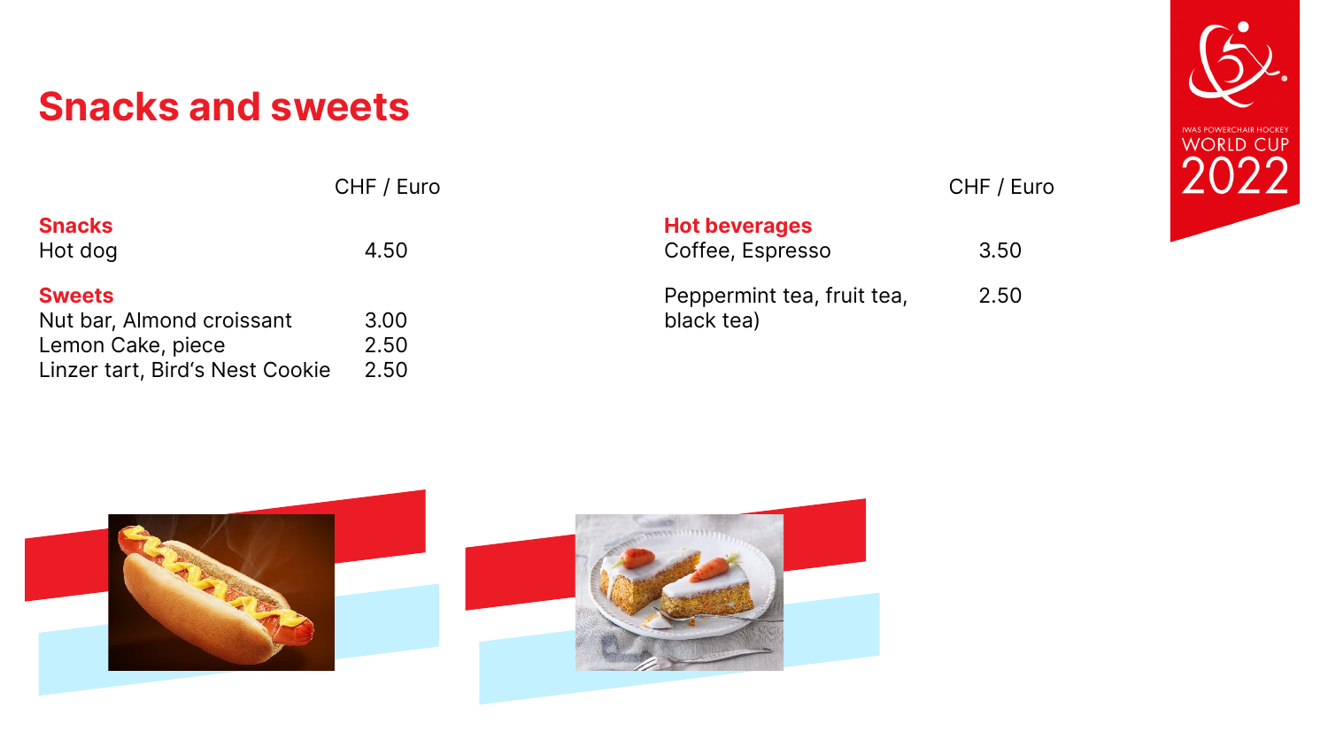# Snacks and sweets

| | CHF / Euro |
|---|---|
| **Snacks** | |
| Hot dog | 4.50 |
| **Sweets** | |
| Nut bar, Almond croissant | 3.00 |
| Lemon Cake, piece | 2.50 |
| Linzer tart, Bird's Nest Cookie | 2.50 |

| | CHF / Euro |
|---|---|
| **Hot beverages** | |
| Coffee, Espresso | 3.50 |
| Peppermint tea, fruit tea, black tea) | 2.50 |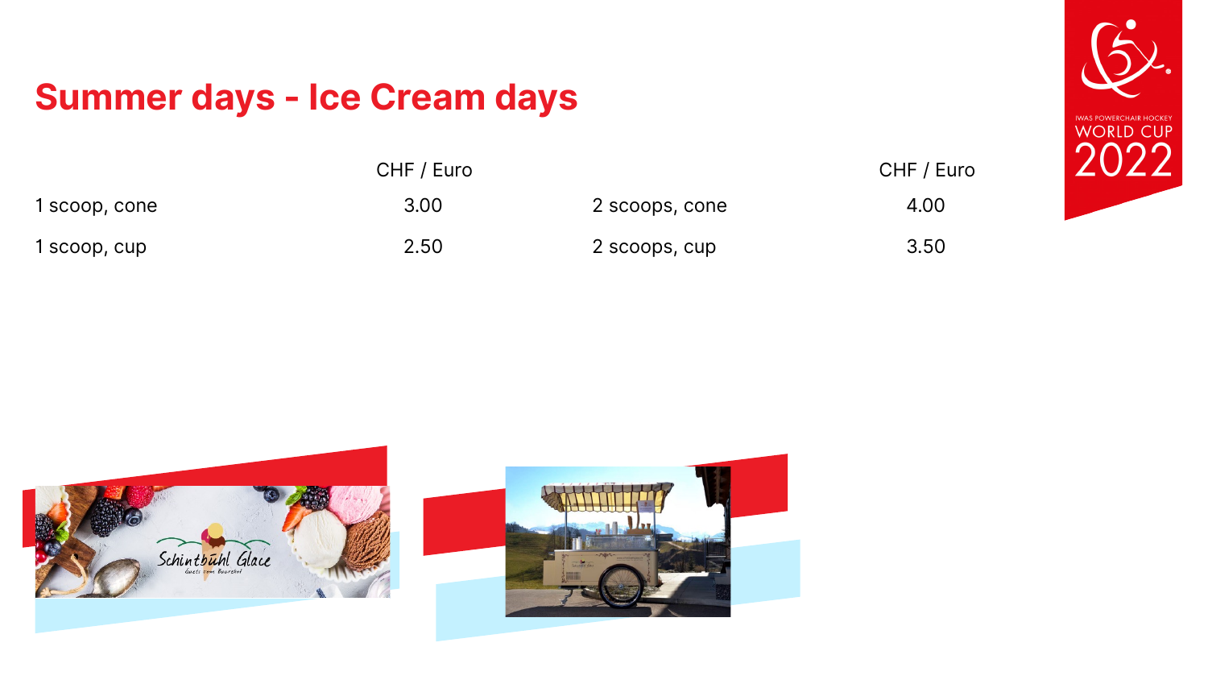# Summer days - Ice Cream days

| | CHF / Euro | | CHF / Euro |
|---|---|---|---|
| 1 scoop, cone | 3.00 | 2 scoops, cone | 4.00 |
| 1 scoop, cup | 2.50 | 2 scoops, cup | 3.50 |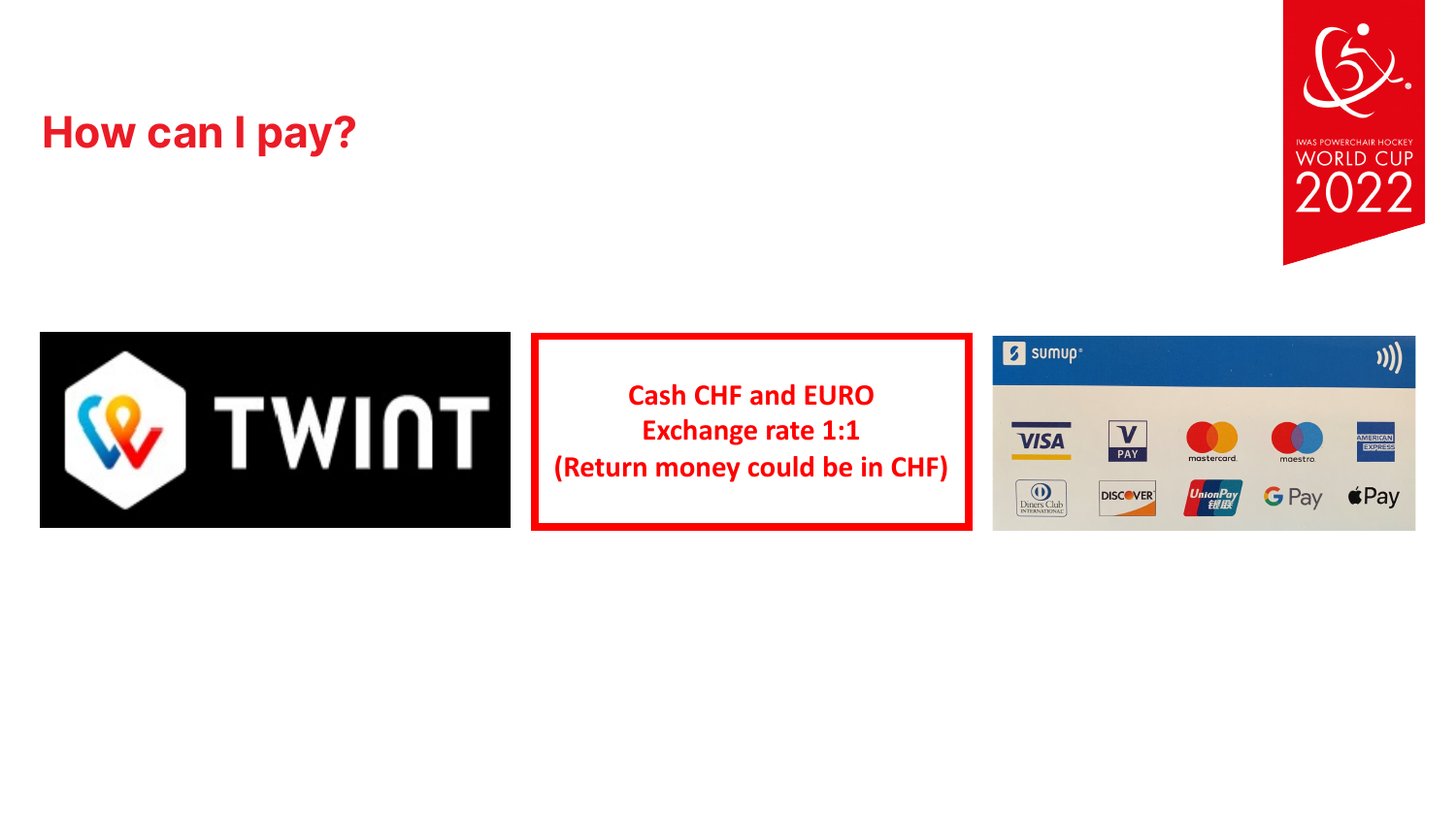# How can I pay?

TWINT

Cash CHF and EURO
Exchange rate 1:1
(Return money could be in CHF)

sumup

VISA
V PAY
mastercard
maestro
AMERICAN EXPRESS
Diners Club INTERNATIONAL
DISCOVER
UnionPay 银联
G Pay
Pay